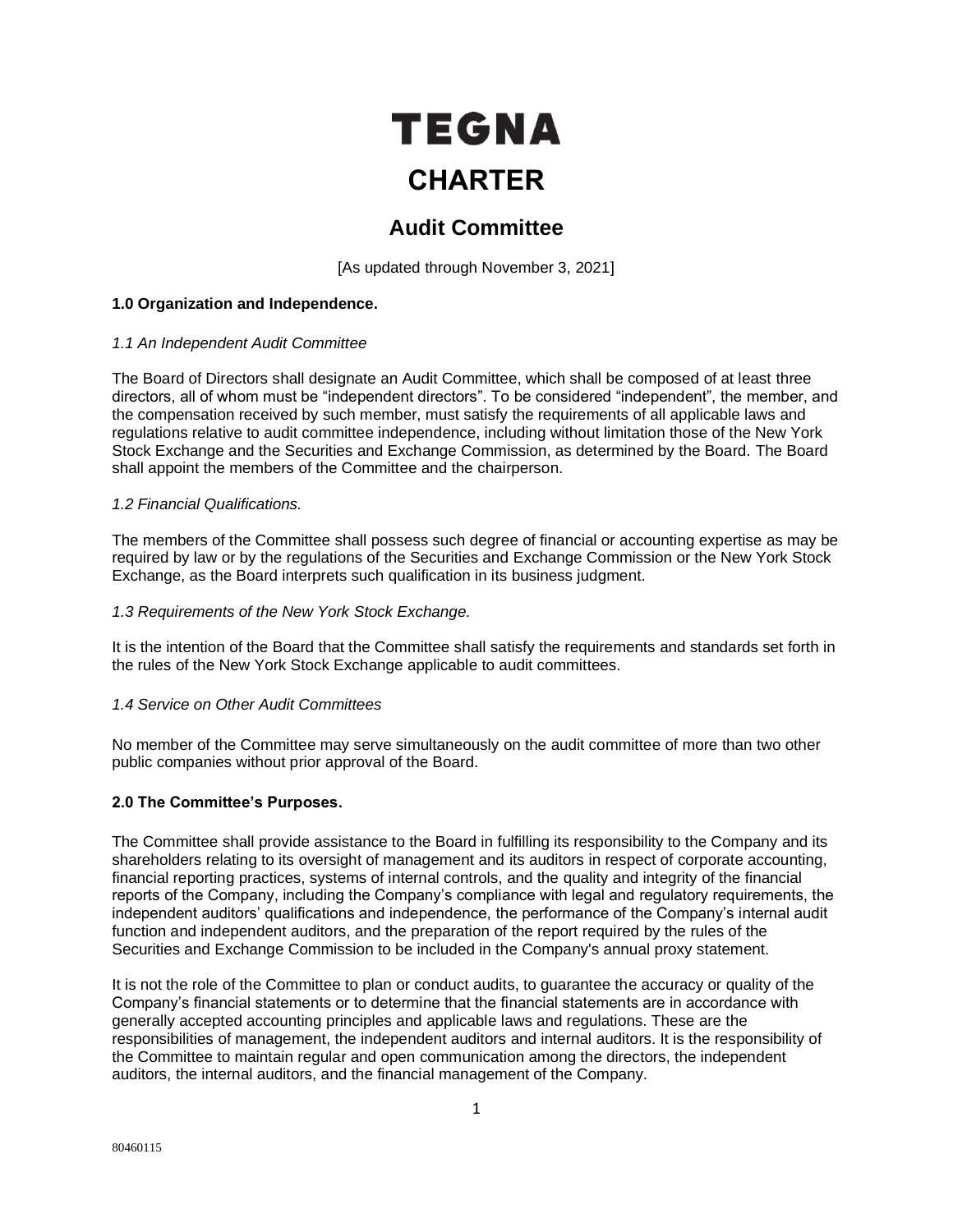# TEGNA

# CHARTER

## Audit Committee

[As updated through November 3, 2021]

**1.0 Organization and Independence.**

*1.1 An Independent Audit Committee*

The Board of Directors shall designate an Audit Committee, which shall be composed of at least three directors, all of whom must be "independent directors". To be considered "independent", the member, and the compensation received by such member, must satisfy the requirements of all applicable laws and regulations relative to audit committee independence, including without limitation those of the New York Stock Exchange and the Securities and Exchange Commission, as determined by the Board. The Board shall appoint the members of the Committee and the chairperson.

*1.2 Financial Qualifications.*

The members of the Committee shall possess such degree of financial or accounting expertise as may be required by law or by the regulations of the Securities and Exchange Commission or the New York Stock Exchange, as the Board interprets such qualification in its business judgment.

*1.3 Requirements of the New York Stock Exchange.*

It is the intention of the Board that the Committee shall satisfy the requirements and standards set forth in the rules of the New York Stock Exchange applicable to audit committees.

*1.4 Service on Other Audit Committees*

No member of the Committee may serve simultaneously on the audit committee of more than two other public companies without prior approval of the Board.

**2.0 The Committee's Purposes.**

The Committee shall provide assistance to the Board in fulfilling its responsibility to the Company and its shareholders relating to its oversight of management and its auditors in respect of corporate accounting, financial reporting practices, systems of internal controls, and the quality and integrity of the financial reports of the Company, including the Company's compliance with legal and regulatory requirements, the independent auditors' qualifications and independence, the performance of the Company's internal audit function and independent auditors, and the preparation of the report required by the rules of the Securities and Exchange Commission to be included in the Company's annual proxy statement.

It is not the role of the Committee to plan or conduct audits, to guarantee the accuracy or quality of the Company's financial statements or to determine that the financial statements are in accordance with generally accepted accounting principles and applicable laws and regulations. These are the responsibilities of management, the independent auditors and internal auditors. It is the responsibility of the Committee to maintain regular and open communication among the directors, the independent auditors, the internal auditors, and the financial management of the Company.

80460115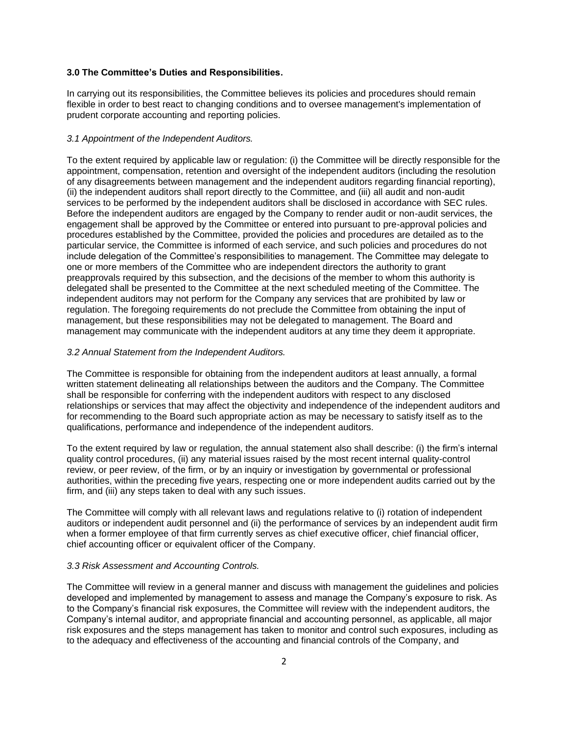### 3.0 The Committee's Duties and Responsibilities.

In carrying out its responsibilities, the Committee believes its policies and procedures should remain flexible in order to best react to changing conditions and to oversee management's implementation of prudent corporate accounting and reporting policies.

*3.1 Appointment of the Independent Auditors.*

To the extent required by applicable law or regulation: (i) the Committee will be directly responsible for the appointment, compensation, retention and oversight of the independent auditors (including the resolution of any disagreements between management and the independent auditors regarding financial reporting), (ii) the independent auditors shall report directly to the Committee, and (iii) all audit and non-audit services to be performed by the independent auditors shall be disclosed in accordance with SEC rules. Before the independent auditors are engaged by the Company to render audit or non-audit services, the engagement shall be approved by the Committee or entered into pursuant to pre-approval policies and procedures established by the Committee, provided the policies and procedures are detailed as to the particular service, the Committee is informed of each service, and such policies and procedures do not include delegation of the Committee's responsibilities to management. The Committee may delegate to one or more members of the Committee who are independent directors the authority to grant preapprovals required by this subsection, and the decisions of the member to whom this authority is delegated shall be presented to the Committee at the next scheduled meeting of the Committee. The independent auditors may not perform for the Company any services that are prohibited by law or regulation. The foregoing requirements do not preclude the Committee from obtaining the input of management, but these responsibilities may not be delegated to management. The Board and management may communicate with the independent auditors at any time they deem it appropriate.

*3.2 Annual Statement from the Independent Auditors.*

The Committee is responsible for obtaining from the independent auditors at least annually, a formal written statement delineating all relationships between the auditors and the Company. The Committee shall be responsible for conferring with the independent auditors with respect to any disclosed relationships or services that may affect the objectivity and independence of the independent auditors and for recommending to the Board such appropriate action as may be necessary to satisfy itself as to the qualifications, performance and independence of the independent auditors.

To the extent required by law or regulation, the annual statement also shall describe: (i) the firm's internal quality control procedures, (ii) any material issues raised by the most recent internal quality-control review, or peer review, of the firm, or by an inquiry or investigation by governmental or professional authorities, within the preceding five years, respecting one or more independent audits carried out by the firm, and (iii) any steps taken to deal with any such issues.

The Committee will comply with all relevant laws and regulations relative to (i) rotation of independent auditors or independent audit personnel and (ii) the performance of services by an independent audit firm when a former employee of that firm currently serves as chief executive officer, chief financial officer, chief accounting officer or equivalent officer of the Company.

*3.3 Risk Assessment and Accounting Controls.*

The Committee will review in a general manner and discuss with management the guidelines and policies developed and implemented by management to assess and manage the Company's exposure to risk. As to the Company's financial risk exposures, the Committee will review with the independent auditors, the Company's internal auditor, and appropriate financial and accounting personnel, as applicable, all major risk exposures and the steps management has taken to monitor and control such exposures, including as to the adequacy and effectiveness of the accounting and financial controls of the Company, and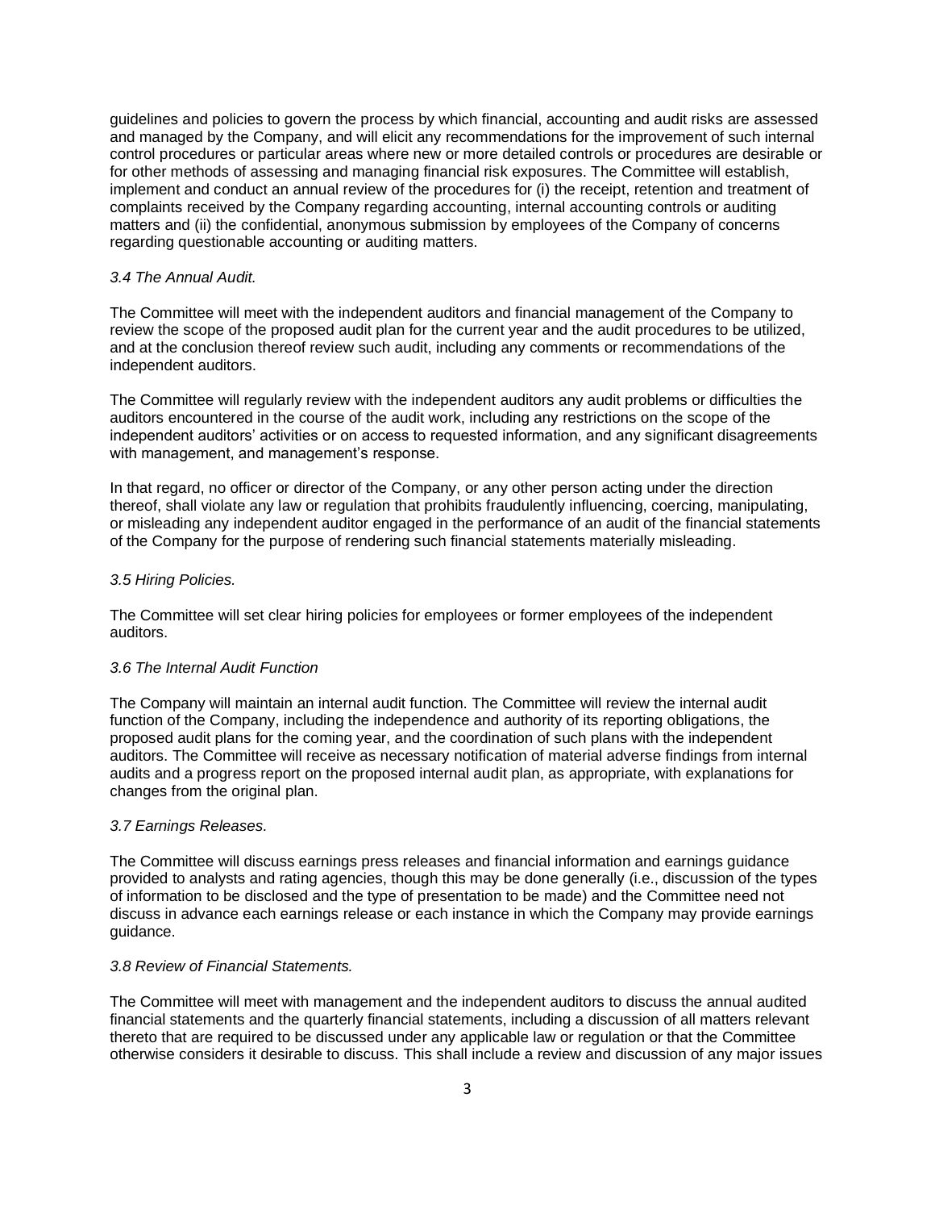guidelines and policies to govern the process by which financial, accounting and audit risks are assessed and managed by the Company, and will elicit any recommendations for the improvement of such internal control procedures or particular areas where new or more detailed controls or procedures are desirable or for other methods of assessing and managing financial risk exposures. The Committee will establish, implement and conduct an annual review of the procedures for (i) the receipt, retention and treatment of complaints received by the Company regarding accounting, internal accounting controls or auditing matters and (ii) the confidential, anonymous submission by employees of the Company of concerns regarding questionable accounting or auditing matters.

*3.4 The Annual Audit.*

The Committee will meet with the independent auditors and financial management of the Company to review the scope of the proposed audit plan for the current year and the audit procedures to be utilized, and at the conclusion thereof review such audit, including any comments or recommendations of the independent auditors.

The Committee will regularly review with the independent auditors any audit problems or difficulties the auditors encountered in the course of the audit work, including any restrictions on the scope of the independent auditors' activities or on access to requested information, and any significant disagreements with management, and management's response.

In that regard, no officer or director of the Company, or any other person acting under the direction thereof, shall violate any law or regulation that prohibits fraudulently influencing, coercing, manipulating, or misleading any independent auditor engaged in the performance of an audit of the financial statements of the Company for the purpose of rendering such financial statements materially misleading.

*3.5 Hiring Policies.*

The Committee will set clear hiring policies for employees or former employees of the independent auditors.

*3.6 The Internal Audit Function*

The Company will maintain an internal audit function. The Committee will review the internal audit function of the Company, including the independence and authority of its reporting obligations, the proposed audit plans for the coming year, and the coordination of such plans with the independent auditors. The Committee will receive as necessary notification of material adverse findings from internal audits and a progress report on the proposed internal audit plan, as appropriate, with explanations for changes from the original plan.

*3.7 Earnings Releases.*

The Committee will discuss earnings press releases and financial information and earnings guidance provided to analysts and rating agencies, though this may be done generally (i.e., discussion of the types of information to be disclosed and the type of presentation to be made) and the Committee need not discuss in advance each earnings release or each instance in which the Company may provide earnings guidance.

*3.8 Review of Financial Statements.*

The Committee will meet with management and the independent auditors to discuss the annual audited financial statements and the quarterly financial statements, including a discussion of all matters relevant thereto that are required to be discussed under any applicable law or regulation or that the Committee otherwise considers it desirable to discuss. This shall include a review and discussion of any major issues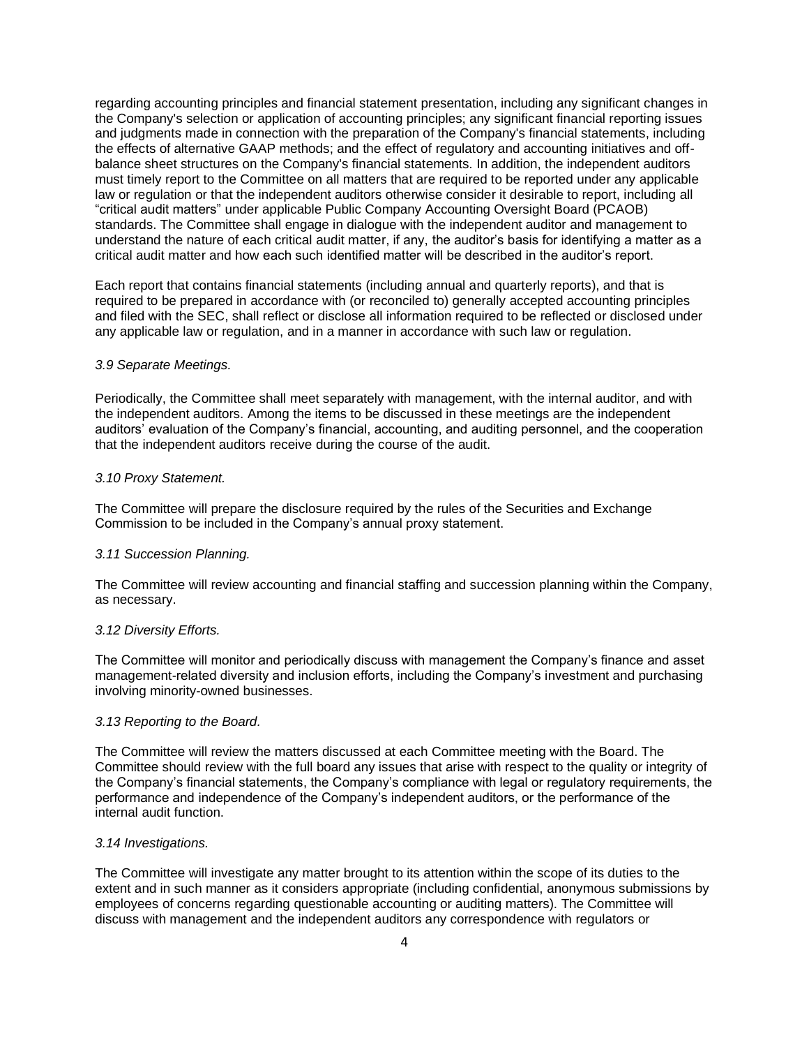regarding accounting principles and financial statement presentation, including any significant changes in the Company's selection or application of accounting principles; any significant financial reporting issues and judgments made in connection with the preparation of the Company's financial statements, including the effects of alternative GAAP methods; and the effect of regulatory and accounting initiatives and off-balance sheet structures on the Company's financial statements. In addition, the independent auditors must timely report to the Committee on all matters that are required to be reported under any applicable law or regulation or that the independent auditors otherwise consider it desirable to report, including all "critical audit matters" under applicable Public Company Accounting Oversight Board (PCAOB) standards. The Committee shall engage in dialogue with the independent auditor and management to understand the nature of each critical audit matter, if any, the auditor's basis for identifying a matter as a critical audit matter and how each such identified matter will be described in the auditor's report.

Each report that contains financial statements (including annual and quarterly reports), and that is required to be prepared in accordance with (or reconciled to) generally accepted accounting principles and filed with the SEC, shall reflect or disclose all information required to be reflected or disclosed under any applicable law or regulation, and in a manner in accordance with such law or regulation.

*3.9 Separate Meetings.*

Periodically, the Committee shall meet separately with management, with the internal auditor, and with the independent auditors. Among the items to be discussed in these meetings are the independent auditors' evaluation of the Company's financial, accounting, and auditing personnel, and the cooperation that the independent auditors receive during the course of the audit.

*3.10 Proxy Statement.*

The Committee will prepare the disclosure required by the rules of the Securities and Exchange Commission to be included in the Company's annual proxy statement.

*3.11 Succession Planning.*

The Committee will review accounting and financial staffing and succession planning within the Company, as necessary.

*3.12 Diversity Efforts.*

The Committee will monitor and periodically discuss with management the Company's finance and asset management-related diversity and inclusion efforts, including the Company's investment and purchasing involving minority-owned businesses.

*3.13 Reporting to the Board.*

The Committee will review the matters discussed at each Committee meeting with the Board. The Committee should review with the full board any issues that arise with respect to the quality or integrity of the Company's financial statements, the Company's compliance with legal or regulatory requirements, the performance and independence of the Company's independent auditors, or the performance of the internal audit function.

*3.14 Investigations.*

The Committee will investigate any matter brought to its attention within the scope of its duties to the extent and in such manner as it considers appropriate (including confidential, anonymous submissions by employees of concerns regarding questionable accounting or auditing matters). The Committee will discuss with management and the independent auditors any correspondence with regulators or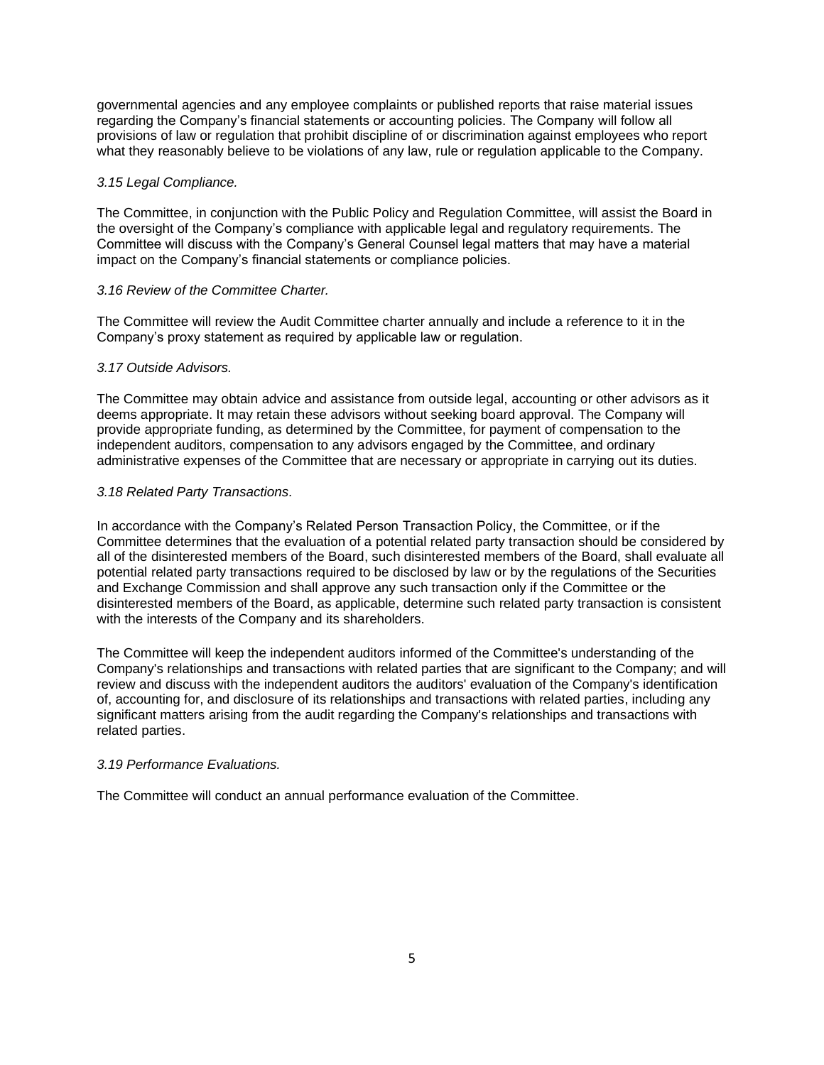governmental agencies and any employee complaints or published reports that raise material issues regarding the Company's financial statements or accounting policies. The Company will follow all provisions of law or regulation that prohibit discipline of or discrimination against employees who report what they reasonably believe to be violations of any law, rule or regulation applicable to the Company.

*3.15 Legal Compliance.*

The Committee, in conjunction with the Public Policy and Regulation Committee, will assist the Board in the oversight of the Company's compliance with applicable legal and regulatory requirements. The Committee will discuss with the Company's General Counsel legal matters that may have a material impact on the Company's financial statements or compliance policies.

*3.16 Review of the Committee Charter.*

The Committee will review the Audit Committee charter annually and include a reference to it in the Company's proxy statement as required by applicable law or regulation.

*3.17 Outside Advisors.*

The Committee may obtain advice and assistance from outside legal, accounting or other advisors as it deems appropriate. It may retain these advisors without seeking board approval. The Company will provide appropriate funding, as determined by the Committee, for payment of compensation to the independent auditors, compensation to any advisors engaged by the Committee, and ordinary administrative expenses of the Committee that are necessary or appropriate in carrying out its duties.

*3.18 Related Party Transactions.*

In accordance with the Company's Related Person Transaction Policy, the Committee, or if the Committee determines that the evaluation of a potential related party transaction should be considered by all of the disinterested members of the Board, such disinterested members of the Board, shall evaluate all potential related party transactions required to be disclosed by law or by the regulations of the Securities and Exchange Commission and shall approve any such transaction only if the Committee or the disinterested members of the Board, as applicable, determine such related party transaction is consistent with the interests of the Company and its shareholders.

The Committee will keep the independent auditors informed of the Committee's understanding of the Company's relationships and transactions with related parties that are significant to the Company; and will review and discuss with the independent auditors the auditors' evaluation of the Company's identification of, accounting for, and disclosure of its relationships and transactions with related parties, including any significant matters arising from the audit regarding the Company's relationships and transactions with related parties.

*3.19 Performance Evaluations.*

The Committee will conduct an annual performance evaluation of the Committee.